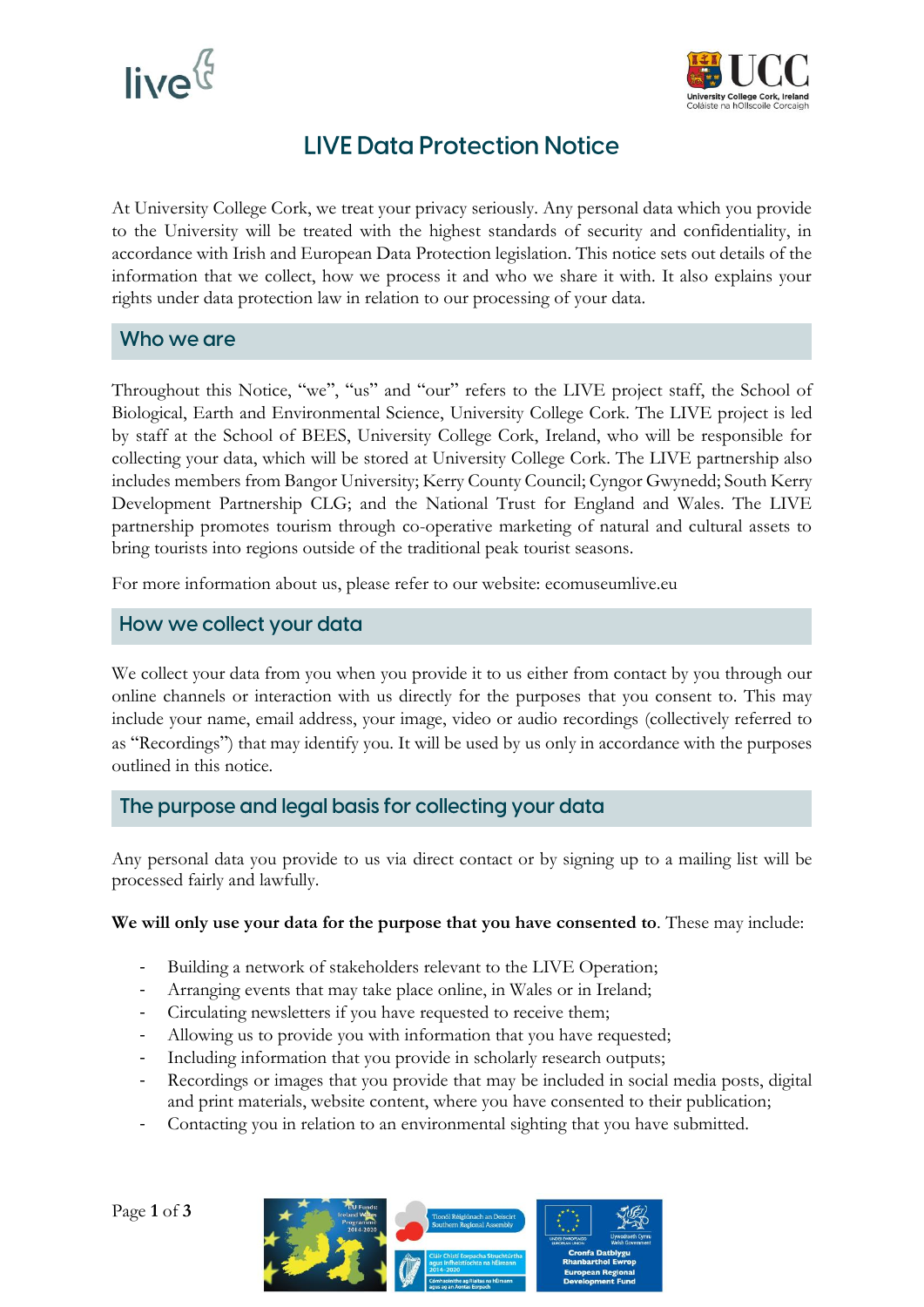# LIVE Data Protection Notice

At University College Cork, we treat your privacy seriously. Any personal data which you provide to the University will be treated with the highest standards of security and confidentiality, in accordance with Irish and European Data Protection legislation. This notice sets out details of the information that we collect, how we process it and who we share it with. It also explains your rights under data protection law in relation to our processing of your data.

## Who we are

Throughout this Notice, "we", "us" and "our" refers to the LIVE project staff, the School of Biological, Earth and Environmental Science, University College Cork. The LIVE project is led by staff at the School of BEES, University College Cork, Ireland, who will be responsible for collecting your data, which will be stored at University College Cork. The LIVE partnership also includes members from Bangor University; Kerry County Council; Cyngor Gwynedd; South Kerry Development Partnership CLG; and the National Trust for England and Wales. The LIVE partnership promotes tourism through co-operative marketing of natural and cultural assets to bring tourists into regions outside of the traditional peak tourist seasons.

For more information about us, please refer to our website: ecomuseumlive.eu

## How we collect your data

We collect your data from you when you provide it to us either from contact by you through our online channels or interaction with us directly for the purposes that you consent to. This may include your name, email address, your image, video or audio recordings (collectively referred to as "Recordings") that may identify you. It will be used by us only in accordance with the purposes outlined in this notice.

## The purpose and legal basis for collecting your data

Any personal data you provide to us via direct contact or by signing up to a mailing list will be processed fairly and lawfully.

**We will only use your data for the purpose that you have consented to**. These may include:

- Building a network of stakeholders relevant to the LIVE Operation;
- Arranging events that may take place online, in Wales or in Ireland;
- Circulating newsletters if you have requested to receive them;
- Allowing us to provide you with information that you have requested;
- Including information that you provide in scholarly research outputs;
- Recordings or images that you provide that may be included in social media posts, digital and print materials, website content, where you have consented to their publication;
- Contacting you in relation to an environmental sighting that you have submitted.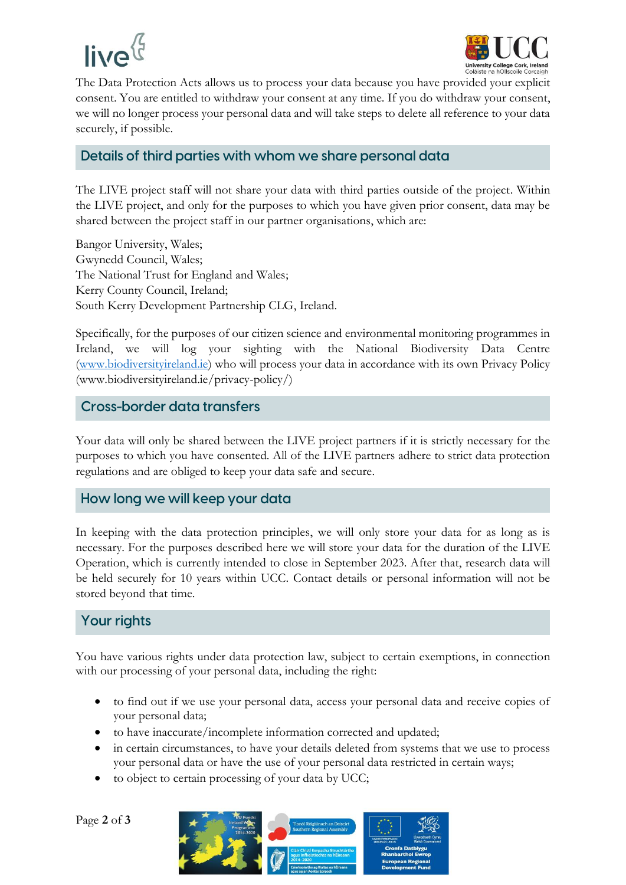The Data Protection Acts allows us to process your data because you have provided your explicit consent. You are entitled to withdraw your consent at any time. If you do withdraw your consent, we will no longer process your personal data and will take steps to delete all reference to your data securely, if possible.

## Details of third parties with whom we share personal data

The LIVE project staff will not share your data with third parties outside of the project. Within the LIVE project, and only for the purposes to which you have given prior consent, data may be shared between the project staff in our partner organisations, which are:

Bangor University, Wales;
Gwynedd Council, Wales;
The National Trust for England and Wales;
Kerry County Council, Ireland;
South Kerry Development Partnership CLG, Ireland.

Specifically, for the purposes of our citizen science and environmental monitoring programmes in Ireland, we will log your sighting with the National Biodiversity Data Centre (www.biodiversityireland.ie) who will process your data in accordance with its own Privacy Policy (www.biodiversityireland.ie/privacy-policy/)

## Cross-border data transfers

Your data will only be shared between the LIVE project partners if it is strictly necessary for the purposes to which you have consented. All of the LIVE partners adhere to strict data protection regulations and are obliged to keep your data safe and secure.

## How long we will keep your data

In keeping with the data protection principles, we will only store your data for as long as is necessary. For the purposes described here we will store your data for the duration of the LIVE Operation, which is currently intended to close in September 2023. After that, research data will be held securely for 10 years within UCC. Contact details or personal information will not be stored beyond that time.

## Your rights

You have various rights under data protection law, subject to certain exemptions, in connection with our processing of your personal data, including the right:

- to find out if we use your personal data, access your personal data and receive copies of your personal data;
- to have inaccurate/incomplete information corrected and updated;
- in certain circumstances, to have your details deleted from systems that we use to process your personal data or have the use of your personal data restricted in certain ways;
- to object to certain processing of your data by UCC;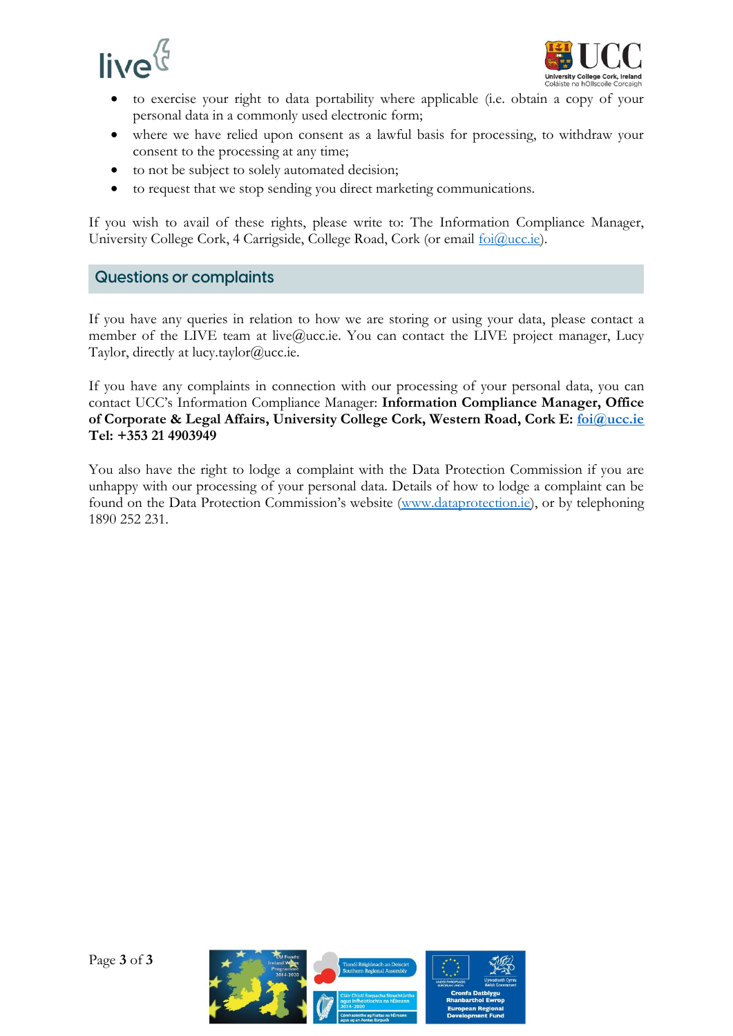- to exercise your right to data portability where applicable (i.e. obtain a copy of your personal data in a commonly used electronic form;
- where we have relied upon consent as a lawful basis for processing, to withdraw your consent to the processing at any time;
- to not be subject to solely automated decision;
- to request that we stop sending you direct marketing communications.

If you wish to avail of these rights, please write to: The Information Compliance Manager, University College Cork, 4 Carrigside, College Road, Cork (or email foi@ucc.ie).

## Questions or complaints

If you have any queries in relation to how we are storing or using your data, please contact a member of the LIVE team at live@ucc.ie. You can contact the LIVE project manager, Lucy Taylor, directly at lucy.taylor@ucc.ie.

If you have any complaints in connection with our processing of your personal data, you can contact UCC's Information Compliance Manager: **Information Compliance Manager, Office of Corporate & Legal Affairs, University College Cork, Western Road, Cork E: foi@ucc.ie Tel: +353 21 4903949**

You also have the right to lodge a complaint with the Data Protection Commission if you are unhappy with our processing of your personal data. Details of how to lodge a complaint can be found on the Data Protection Commission's website (www.dataprotection.ie), or by telephoning 1890 252 231.